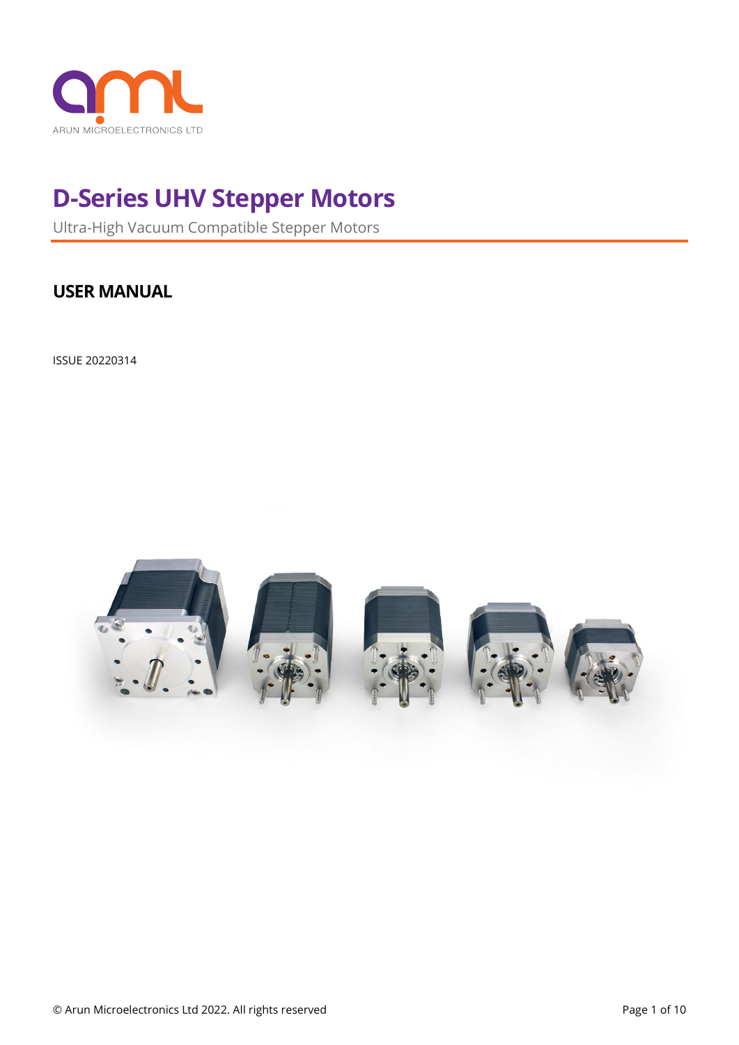ARUN MICROELECTRONICS LTD

# D-Series UHV Stepper Motors

Ultra-High Vacuum Compatible Stepper Motors

## USER MANUAL

ISSUE 20220314

© Arun Microelectronics Ltd 2022. All rights reserved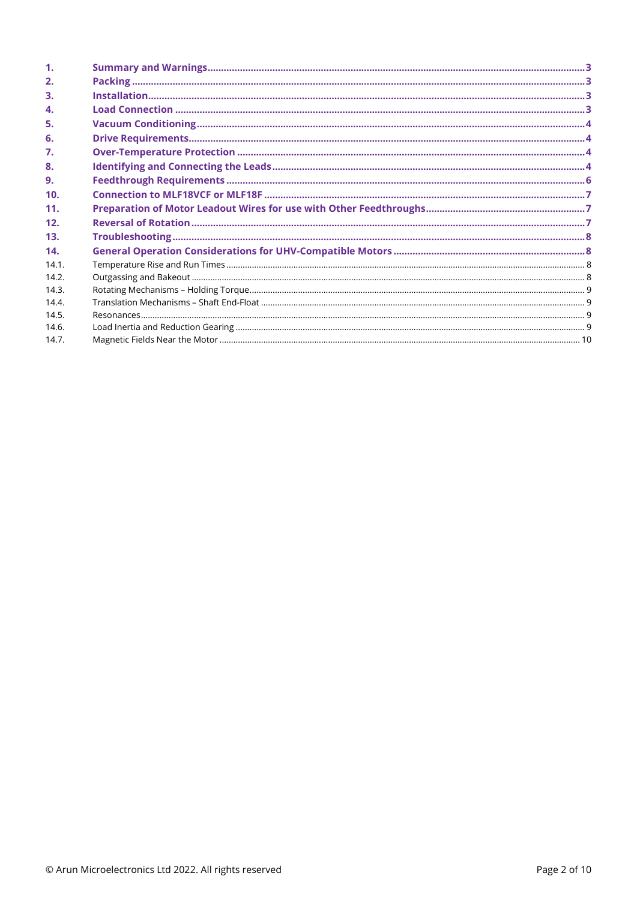| | | |
|---|---|---|
| **1.** | **Summary and Warnings** | **3** |
| **2.** | **Packing** | **3** |
| **3.** | **Installation** | **3** |
| **4.** | **Load Connection** | **3** |
| **5.** | **Vacuum Conditioning** | **4** |
| **6.** | **Drive Requirements** | **4** |
| **7.** | **Over-Temperature Protection** | **4** |
| **8.** | **Identifying and Connecting the Leads** | **4** |
| **9.** | **Feedthrough Requirements** | **6** |
| **10.** | **Connection to MLF18VCF or MLF18F** | **7** |
| **11.** | **Preparation of Motor Leadout Wires for use with Other Feedthroughs** | **7** |
| **12.** | **Reversal of Rotation** | **7** |
| **13.** | **Troubleshooting** | **8** |
| **14.** | **General Operation Considerations for UHV-Compatible Motors** | **8** |
| 14.1. | Temperature Rise and Run Times | 8 |
| 14.2. | Outgassing and Bakeout | 8 |
| 14.3. | Rotating Mechanisms – Holding Torque | 9 |
| 14.4. | Translation Mechanisms – Shaft End-Float | 9 |
| 14.5. | Resonances | 9 |
| 14.6. | Load Inertia and Reduction Gearing | 9 |
| 14.7. | Magnetic Fields Near the Motor | 10 |

© Arun Microelectronics Ltd 2022. All rights reserved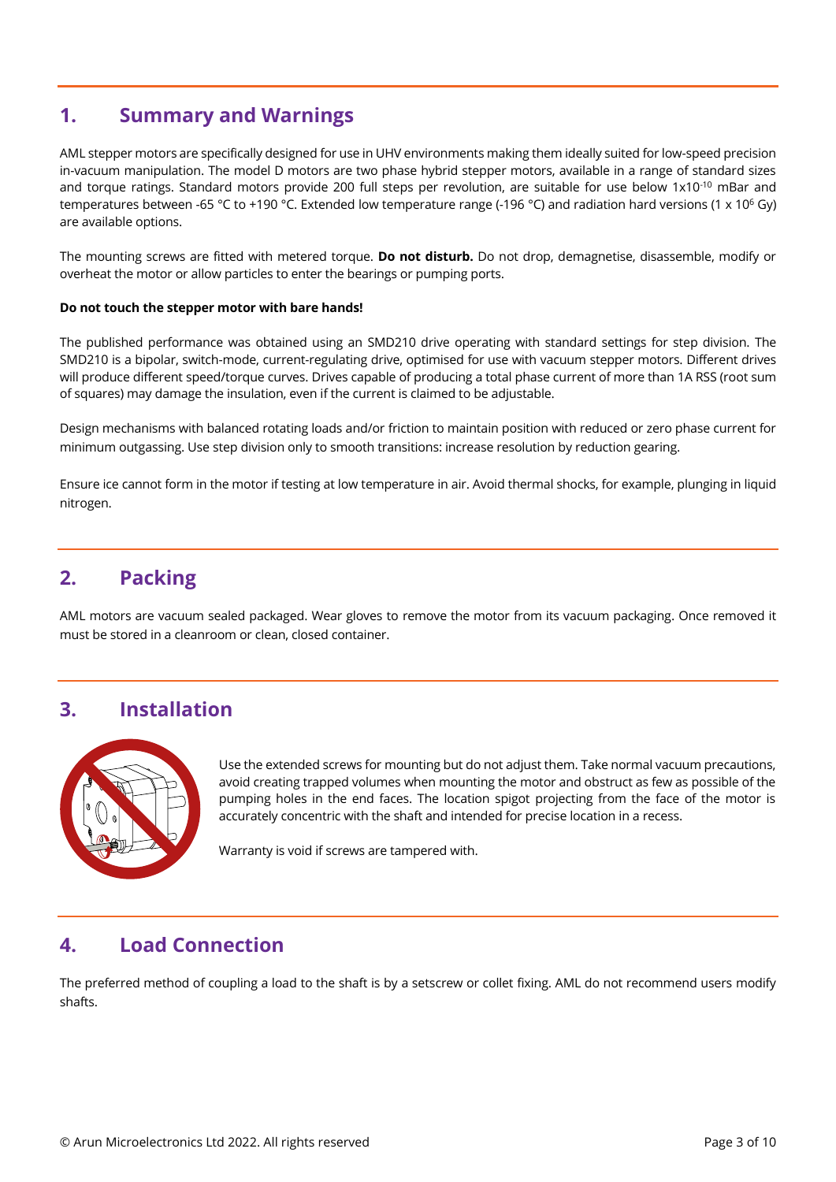## 1. Summary and Warnings

AML stepper motors are specifically designed for use in UHV environments making them ideally suited for low-speed precision in-vacuum manipulation. The model D motors are two phase hybrid stepper motors, available in a range of standard sizes and torque ratings. Standard motors provide 200 full steps per revolution, are suitable for use below $1 \times 10^{-10}$ mBar and temperatures between -65 °C to +190 °C. Extended low temperature range (-196 °C) and radiation hard versions ($1 \times 10^{6}$ Gy) are available options.

The mounting screws are fitted with metered torque. **Do not disturb.** Do not drop, demagnetise, disassemble, modify or overheat the motor or allow particles to enter the bearings or pumping ports.

**Do not touch the stepper motor with bare hands!**

The published performance was obtained using an SMD210 drive operating with standard settings for step division. The SMD210 is a bipolar, switch-mode, current-regulating drive, optimised for use with vacuum stepper motors. Different drives will produce different speed/torque curves. Drives capable of producing a total phase current of more than 1A RSS (root sum of squares) may damage the insulation, even if the current is claimed to be adjustable.

Design mechanisms with balanced rotating loads and/or friction to maintain position with reduced or zero phase current for minimum outgassing. Use step division only to smooth transitions: increase resolution by reduction gearing.

Ensure ice cannot form in the motor if testing at low temperature in air. Avoid thermal shocks, for example, plunging in liquid nitrogen.

## 2. Packing

AML motors are vacuum sealed packaged. Wear gloves to remove the motor from its vacuum packaging. Once removed it must be stored in a cleanroom or clean, closed container.

## 3. Installation

Use the extended screws for mounting but do not adjust them. Take normal vacuum precautions, avoid creating trapped volumes when mounting the motor and obstruct as few as possible of the pumping holes in the end faces. The location spigot projecting from the face of the motor is accurately concentric with the shaft and intended for precise location in a recess.

Warranty is void if screws are tampered with.

## 4. Load Connection

The preferred method of coupling a load to the shaft is by a setscrew or collet fixing. AML do not recommend users modify shafts.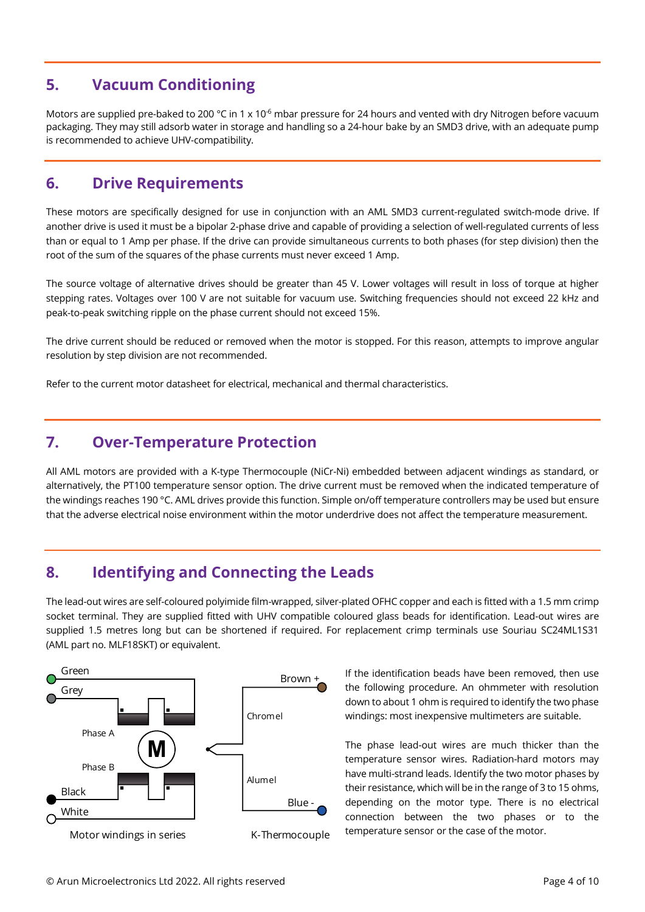## 5. Vacuum Conditioning

Motors are supplied pre-baked to 200 °C in 1 x $10^{-6}$ mbar pressure for 24 hours and vented with dry Nitrogen before vacuum packaging. They may still adsorb water in storage and handling so a 24-hour bake by an SMD3 drive, with an adequate pump is recommended to achieve UHV-compatibility.

## 6. Drive Requirements

These motors are specifically designed for use in conjunction with an AML SMD3 current-regulated switch-mode drive. If another drive is used it must be a bipolar 2-phase drive and capable of providing a selection of well-regulated currents of less than or equal to 1 Amp per phase. If the drive can provide simultaneous currents to both phases (for step division) then the root of the sum of the squares of the phase currents must never exceed 1 Amp.

The source voltage of alternative drives should be greater than 45 V. Lower voltages will result in loss of torque at higher stepping rates. Voltages over 100 V are not suitable for vacuum use. Switching frequencies should not exceed 22 kHz and peak-to-peak switching ripple on the phase current should not exceed 15%.

The drive current should be reduced or removed when the motor is stopped. For this reason, attempts to improve angular resolution by step division are not recommended.

Refer to the current motor datasheet for electrical, mechanical and thermal characteristics.

## 7. Over-Temperature Protection

All AML motors are provided with a K-type Thermocouple (NiCr-Ni) embedded between adjacent windings as standard, or alternatively, the PT100 temperature sensor option. The drive current must be removed when the indicated temperature of the windings reaches 190 °C. AML drives provide this function. Simple on/off temperature controllers may be used but ensure that the adverse electrical noise environment within the motor underdrive does not affect the temperature measurement.

## 8. Identifying and Connecting the Leads

The lead-out wires are self-coloured polyimide film-wrapped, silver-plated OFHC copper and each is fitted with a 1.5 mm crimp socket terminal. They are supplied fitted with UHV compatible coloured glass beads for identification. Lead-out wires are supplied 1.5 metres long but can be shortened if required. For replacement crimp terminals use Souriau SC24ML1S31 (AML part no. MLF18SKT) or equivalent.

Green, Grey, Phase A, M, Phase B, Black, White

Motor windings in series

Brown +, Chromel, Alumel, Blue -

K-Thermocouple

If the identification beads have been removed, then use the following procedure. An ohmmeter with resolution down to about 1 ohm is required to identify the two phase windings: most inexpensive multimeters are suitable.

The phase lead-out wires are much thicker than the temperature sensor wires. Radiation-hard motors may have multi-strand leads. Identify the two motor phases by their resistance, which will be in the range of 3 to 15 ohms, depending on the motor type. There is no electrical connection between the two phases or to the temperature sensor or the case of the motor.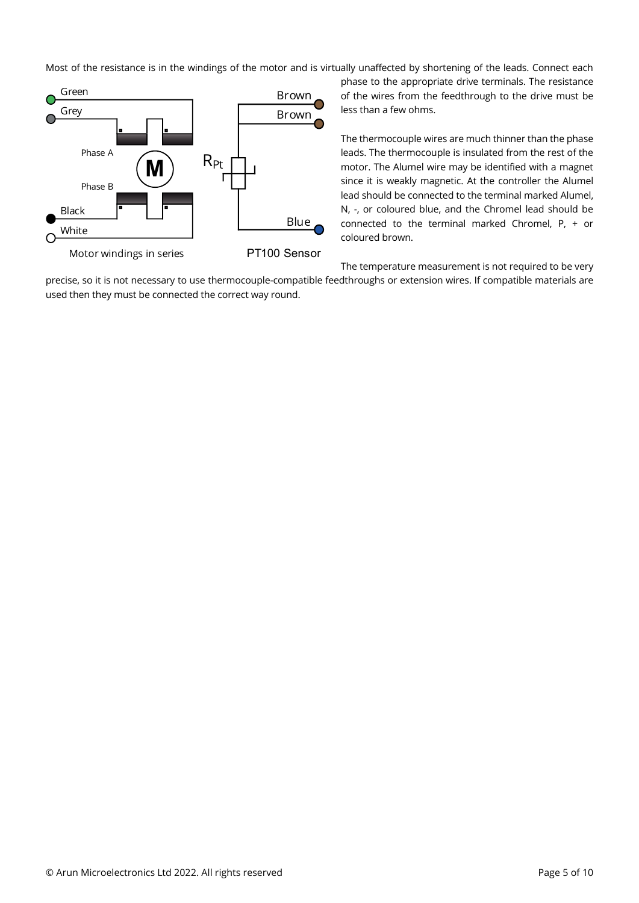Most of the resistance is in the windings of the motor and is virtually unaffected by shortening of the leads. Connect each phase to the appropriate drive terminals. The resistance of the wires from the feedthrough to the drive must be less than a few ohms.

Motor windings in series

PT100 Sensor

The thermocouple wires are much thinner than the phase leads. The thermocouple is insulated from the rest of the motor. The Alumel wire may be identified with a magnet since it is weakly magnetic. At the controller the Alumel lead should be connected to the terminal marked Alumel, N, -, or coloured blue, and the Chromel lead should be connected to the terminal marked Chromel, P, + or coloured brown.

The temperature measurement is not required to be very precise, so it is not necessary to use thermocouple-compatible feedthroughs or extension wires. If compatible materials are used then they must be connected the correct way round.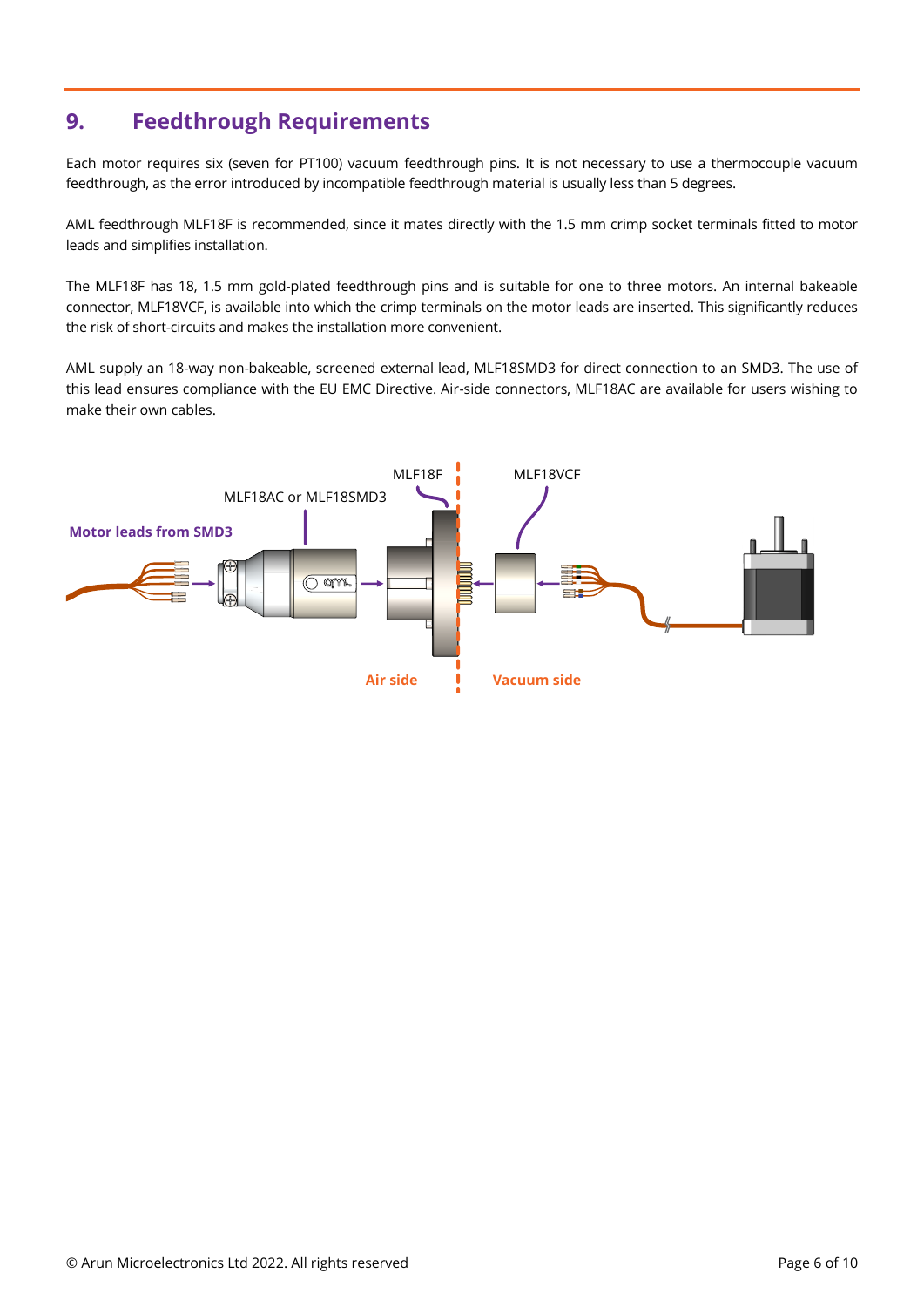## 9. Feedthrough Requirements

Each motor requires six (seven for PT100) vacuum feedthrough pins. It is not necessary to use a thermocouple vacuum feedthrough, as the error introduced by incompatible feedthrough material is usually less than 5 degrees.

AML feedthrough MLF18F is recommended, since it mates directly with the 1.5 mm crimp socket terminals fitted to motor leads and simplifies installation.

The MLF18F has 18, 1.5 mm gold-plated feedthrough pins and is suitable for one to three motors. An internal bakeable connector, MLF18VCF, is available into which the crimp terminals on the motor leads are inserted. This significantly reduces the risk of short-circuits and makes the installation more convenient.

AML supply an 18-way non-bakeable, screened external lead, MLF18SMD3 for direct connection to an SMD3. The use of this lead ensures compliance with the EU EMC Directive. Air-side connectors, MLF18AC are available for users wishing to make their own cables.

MLF18F

MLF18AC or MLF18SMD3

MLF18VCF

**Motor leads from SMD3**

**Air side**

**Vacuum side**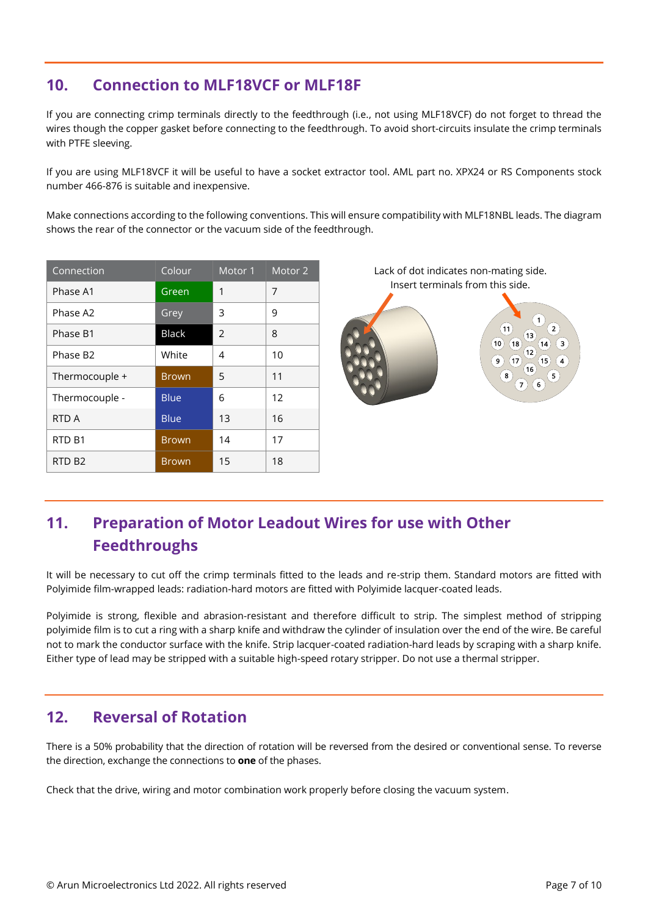## 10. Connection to MLF18VCF or MLF18F

If you are connecting crimp terminals directly to the feedthrough (i.e., not using MLF18VCF) do not forget to thread the wires though the copper gasket before connecting to the feedthrough. To avoid short-circuits insulate the crimp terminals with PTFE sleeving.

If you are using MLF18VCF it will be useful to have a socket extractor tool. AML part no. XPX24 or RS Components stock number 466-876 is suitable and inexpensive.

Make connections according to the following conventions. This will ensure compatibility with MLF18NBL leads. The diagram shows the rear of the connector or the vacuum side of the feedthrough.

| Connection | Colour | Motor 1 | Motor 2 |
|---|---|---|---|
| Phase A1 | Green | 1 | 7 |
| Phase A2 | Grey | 3 | 9 |
| Phase B1 | Black | 2 | 8 |
| Phase B2 | White | 4 | 10 |
| Thermocouple + | Brown | 5 | 11 |
| Thermocouple - | Blue | 6 | 12 |
| RTD A | Blue | 13 | 16 |
| RTD B1 | Brown | 14 | 17 |
| RTD B2 | Brown | 15 | 18 |

Lack of dot indicates non-mating side. Insert terminals from this side.

## 11. Preparation of Motor Leadout Wires for use with Other Feedthroughs

It will be necessary to cut off the crimp terminals fitted to the leads and re-strip them. Standard motors are fitted with Polyimide film-wrapped leads: radiation-hard motors are fitted with Polyimide lacquer-coated leads.

Polyimide is strong, flexible and abrasion-resistant and therefore difficult to strip. The simplest method of stripping polyimide film is to cut a ring with a sharp knife and withdraw the cylinder of insulation over the end of the wire. Be careful not to mark the conductor surface with the knife. Strip lacquer-coated radiation-hard leads by scraping with a sharp knife. Either type of lead may be stripped with a suitable high-speed rotary stripper. Do not use a thermal stripper.

## 12. Reversal of Rotation

There is a 50% probability that the direction of rotation will be reversed from the desired or conventional sense. To reverse the direction, exchange the connections to **one** of the phases.

Check that the drive, wiring and motor combination work properly before closing the vacuum system.

© Arun Microelectronics Ltd 2022. All rights reserved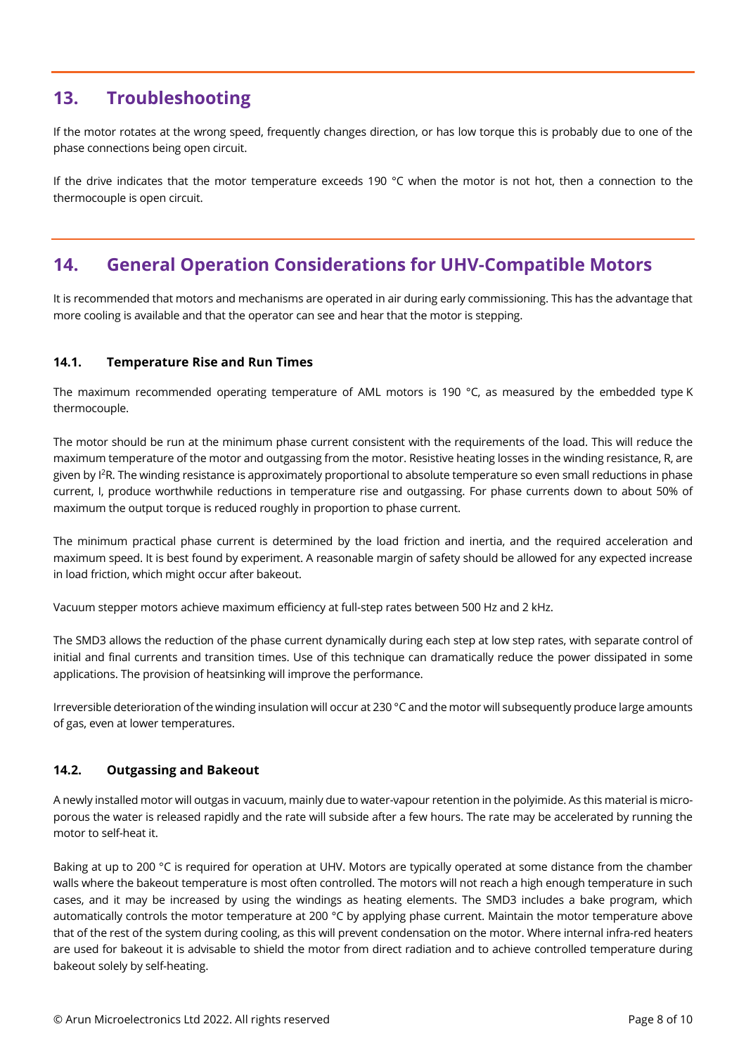## 13. Troubleshooting

If the motor rotates at the wrong speed, frequently changes direction, or has low torque this is probably due to one of the phase connections being open circuit.

If the drive indicates that the motor temperature exceeds 190 °C when the motor is not hot, then a connection to the thermocouple is open circuit.

## 14. General Operation Considerations for UHV-Compatible Motors

It is recommended that motors and mechanisms are operated in air during early commissioning. This has the advantage that more cooling is available and that the operator can see and hear that the motor is stepping.

### 14.1. Temperature Rise and Run Times

The maximum recommended operating temperature of AML motors is 190 °C, as measured by the embedded type K thermocouple.

The motor should be run at the minimum phase current consistent with the requirements of the load. This will reduce the maximum temperature of the motor and outgassing from the motor. Resistive heating losses in the winding resistance, R, are given by $I^2R$. The winding resistance is approximately proportional to absolute temperature so even small reductions in phase current, I, produce worthwhile reductions in temperature rise and outgassing. For phase currents down to about 50% of maximum the output torque is reduced roughly in proportion to phase current.

The minimum practical phase current is determined by the load friction and inertia, and the required acceleration and maximum speed. It is best found by experiment. A reasonable margin of safety should be allowed for any expected increase in load friction, which might occur after bakeout.

Vacuum stepper motors achieve maximum efficiency at full-step rates between 500 Hz and 2 kHz.

The SMD3 allows the reduction of the phase current dynamically during each step at low step rates, with separate control of initial and final currents and transition times. Use of this technique can dramatically reduce the power dissipated in some applications. The provision of heatsinking will improve the performance.

Irreversible deterioration of the winding insulation will occur at 230 °C and the motor will subsequently produce large amounts of gas, even at lower temperatures.

### 14.2. Outgassing and Bakeout

A newly installed motor will outgas in vacuum, mainly due to water-vapour retention in the polyimide. As this material is micro-porous the water is released rapidly and the rate will subside after a few hours. The rate may be accelerated by running the motor to self-heat it.

Baking at up to 200 °C is required for operation at UHV. Motors are typically operated at some distance from the chamber walls where the bakeout temperature is most often controlled. The motors will not reach a high enough temperature in such cases, and it may be increased by using the windings as heating elements. The SMD3 includes a bake program, which automatically controls the motor temperature at 200 °C by applying phase current. Maintain the motor temperature above that of the rest of the system during cooling, as this will prevent condensation on the motor. Where internal infra-red heaters are used for bakeout it is advisable to shield the motor from direct radiation and to achieve controlled temperature during bakeout solely by self-heating.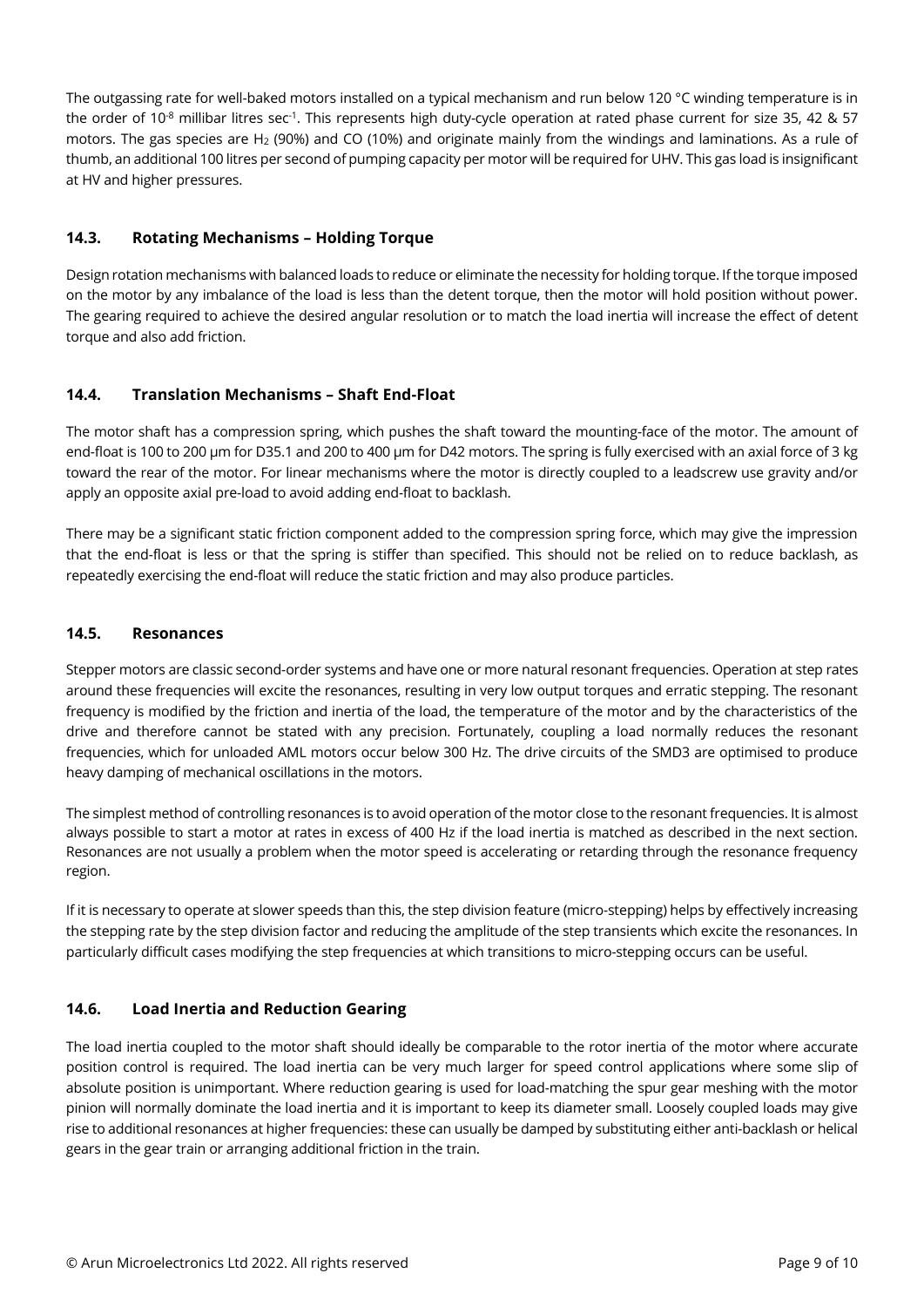The outgassing rate for well-baked motors installed on a typical mechanism and run below 120 °C winding temperature is in the order of $10^{-8}$ millibar litres $sec^{-1}$. This represents high duty-cycle operation at rated phase current for size 35, 42 & 57 motors. The gas species are $H_2$ (90%) and CO (10%) and originate mainly from the windings and laminations. As a rule of thumb, an additional 100 litres per second of pumping capacity per motor will be required for UHV. This gas load is insignificant at HV and higher pressures.

### 14.3. Rotating Mechanisms – Holding Torque

Design rotation mechanisms with balanced loads to reduce or eliminate the necessity for holding torque. If the torque imposed on the motor by any imbalance of the load is less than the detent torque, then the motor will hold position without power. The gearing required to achieve the desired angular resolution or to match the load inertia will increase the effect of detent torque and also add friction.

### 14.4. Translation Mechanisms – Shaft End-Float

The motor shaft has a compression spring, which pushes the shaft toward the mounting-face of the motor. The amount of end-float is 100 to 200 µm for D35.1 and 200 to 400 µm for D42 motors. The spring is fully exercised with an axial force of 3 kg toward the rear of the motor. For linear mechanisms where the motor is directly coupled to a leadscrew use gravity and/or apply an opposite axial pre-load to avoid adding end-float to backlash.

There may be a significant static friction component added to the compression spring force, which may give the impression that the end-float is less or that the spring is stiffer than specified. This should not be relied on to reduce backlash, as repeatedly exercising the end-float will reduce the static friction and may also produce particles.

### 14.5. Resonances

Stepper motors are classic second-order systems and have one or more natural resonant frequencies. Operation at step rates around these frequencies will excite the resonances, resulting in very low output torques and erratic stepping. The resonant frequency is modified by the friction and inertia of the load, the temperature of the motor and by the characteristics of the drive and therefore cannot be stated with any precision. Fortunately, coupling a load normally reduces the resonant frequencies, which for unloaded AML motors occur below 300 Hz. The drive circuits of the SMD3 are optimised to produce heavy damping of mechanical oscillations in the motors.

The simplest method of controlling resonances is to avoid operation of the motor close to the resonant frequencies. It is almost always possible to start a motor at rates in excess of 400 Hz if the load inertia is matched as described in the next section. Resonances are not usually a problem when the motor speed is accelerating or retarding through the resonance frequency region.

If it is necessary to operate at slower speeds than this, the step division feature (micro-stepping) helps by effectively increasing the stepping rate by the step division factor and reducing the amplitude of the step transients which excite the resonances. In particularly difficult cases modifying the step frequencies at which transitions to micro-stepping occurs can be useful.

### 14.6. Load Inertia and Reduction Gearing

The load inertia coupled to the motor shaft should ideally be comparable to the rotor inertia of the motor where accurate position control is required. The load inertia can be very much larger for speed control applications where some slip of absolute position is unimportant. Where reduction gearing is used for load-matching the spur gear meshing with the motor pinion will normally dominate the load inertia and it is important to keep its diameter small. Loosely coupled loads may give rise to additional resonances at higher frequencies: these can usually be damped by substituting either anti-backlash or helical gears in the gear train or arranging additional friction in the train.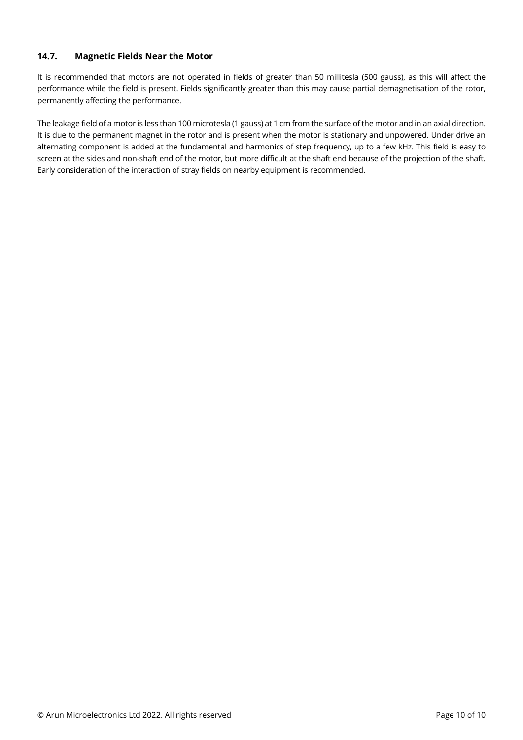### 14.7. Magnetic Fields Near the Motor

It is recommended that motors are not operated in fields of greater than 50 millitesla (500 gauss), as this will affect the performance while the field is present. Fields significantly greater than this may cause partial demagnetisation of the rotor, permanently affecting the performance.

The leakage field of a motor is less than 100 microtesla (1 gauss) at 1 cm from the surface of the motor and in an axial direction. It is due to the permanent magnet in the rotor and is present when the motor is stationary and unpowered. Under drive an alternating component is added at the fundamental and harmonics of step frequency, up to a few kHz. This field is easy to screen at the sides and non-shaft end of the motor, but more difficult at the shaft end because of the projection of the shaft. Early consideration of the interaction of stray fields on nearby equipment is recommended.